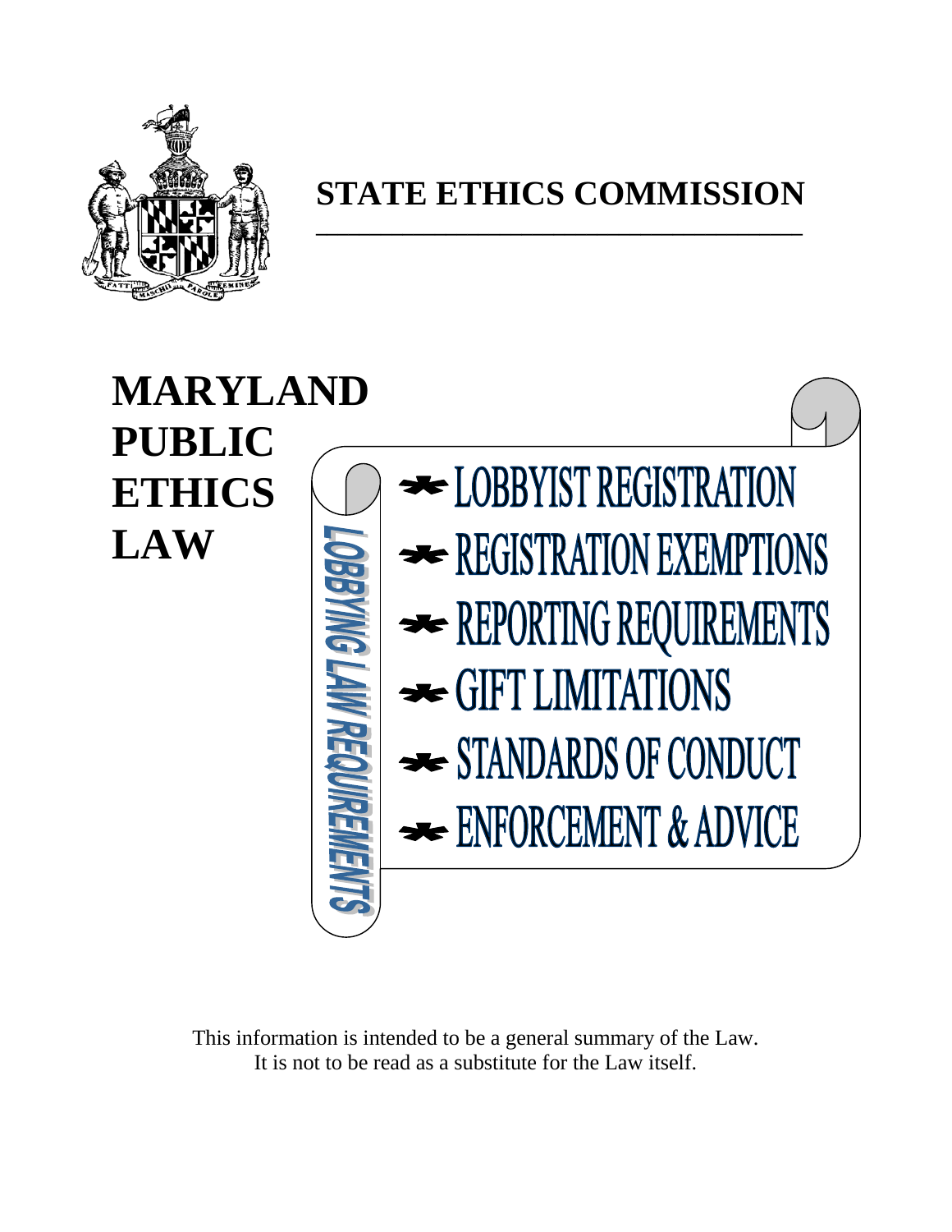# STATE ETHICS COMMISSION

# MARYLAND PUBLIC ETHICS LAW

## LOBBYING LAW REQUIREMENTS

- LOBBYIST REGISTRATION
- REGISTRATION EXEMPTIONS
- REPORTING REQUIREMENTS
- GIFT LIMITATIONS
- STANDARDS OF CONDUCT
- ENFORCEMENT & ADVICE

This information is intended to be a general summary of the Law. It is not to be read as a substitute for the Law itself.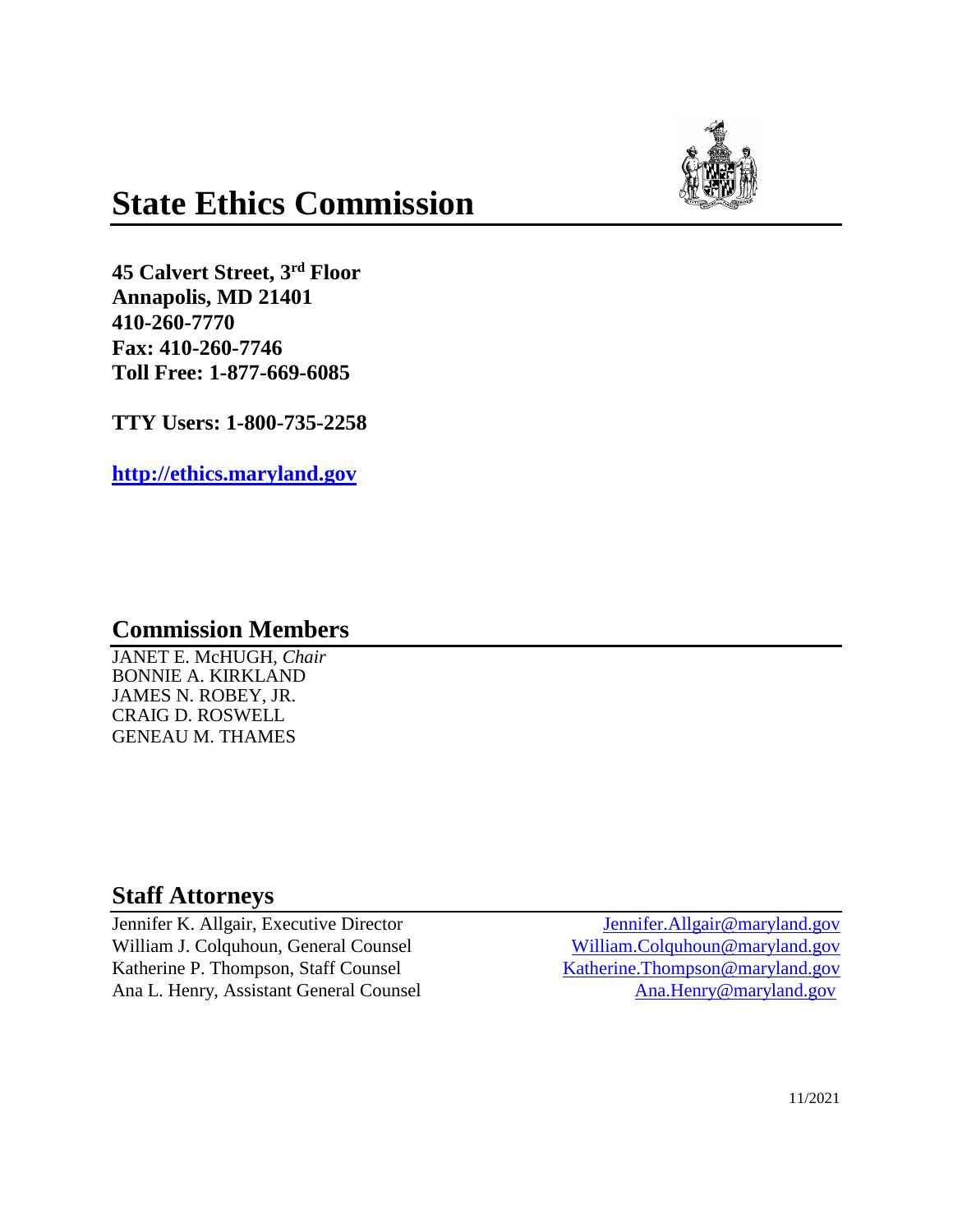# State Ethics Commission

**45 Calvert Street, 3rd Floor**
**Annapolis, MD 21401**
**410-260-7770**
**Fax: 410-260-7746**
**Toll Free: 1-877-669-6085**

**TTY Users: 1-800-735-2258**

**http://ethics.maryland.gov**

## Commission Members

JANET E. McHUGH, *Chair*
BONNIE A. KIRKLAND
JAMES N. ROBEY, JR.
CRAIG D. ROSWELL
GENEAU M. THAMES

## Staff Attorneys

| | |
|---|---|
| Jennifer K. Allgair, Executive Director | Jennifer.Allgair@maryland.gov |
| William J. Colquhoun, General Counsel | William.Colquhoun@maryland.gov |
| Katherine P. Thompson, Staff Counsel | Katherine.Thompson@maryland.gov |
| Ana L. Henry, Assistant General Counsel | Ana.Henry@maryland.gov |

11/2021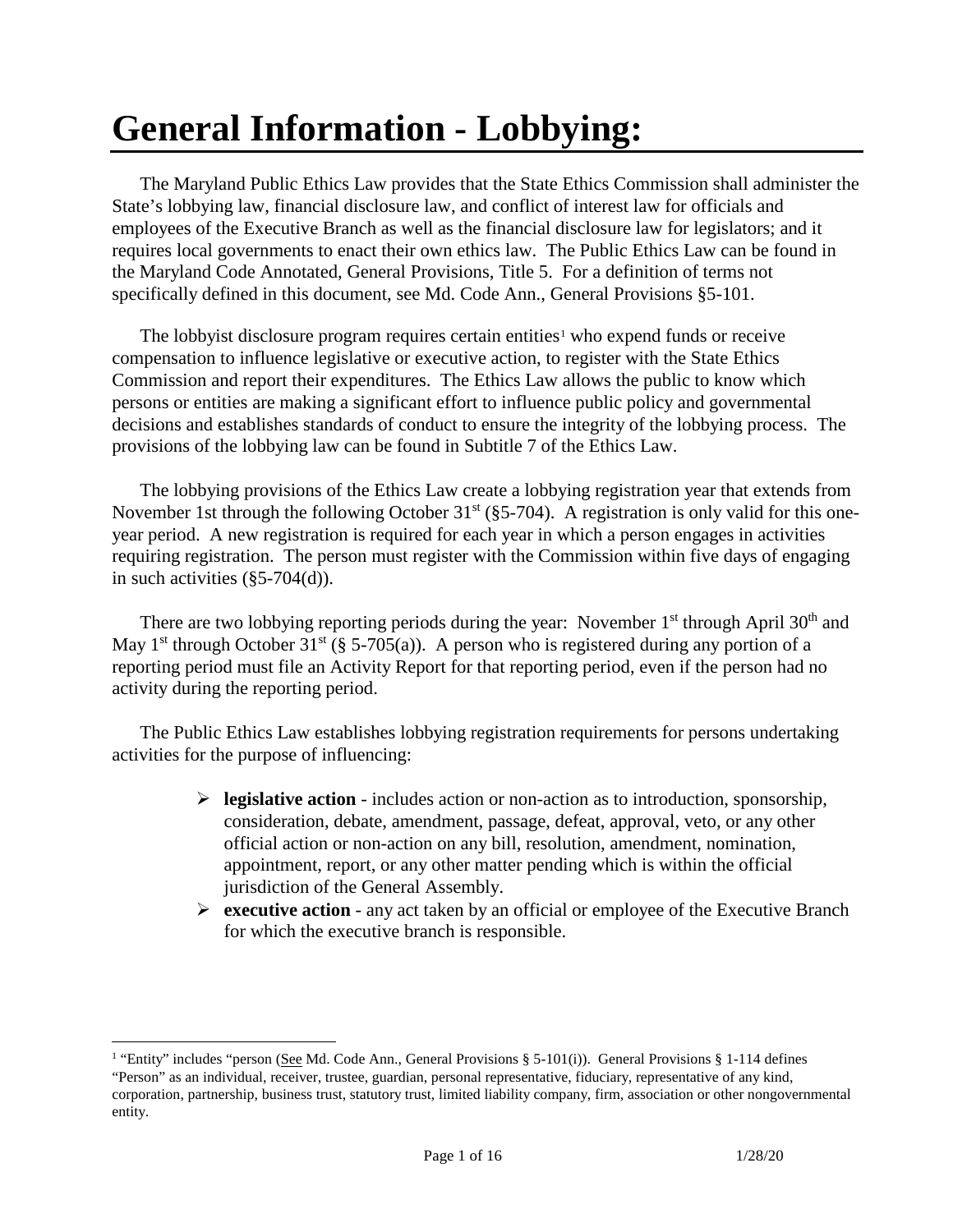# General Information - Lobbying:

The Maryland Public Ethics Law provides that the State Ethics Commission shall administer the State's lobbying law, financial disclosure law, and conflict of interest law for officials and employees of the Executive Branch as well as the financial disclosure law for legislators; and it requires local governments to enact their own ethics law. The Public Ethics Law can be found in the Maryland Code Annotated, General Provisions, Title 5. For a definition of terms not specifically defined in this document, see Md. Code Ann., General Provisions §5-101.

The lobbyist disclosure program requires certain entities[1] who expend funds or receive compensation to influence legislative or executive action, to register with the State Ethics Commission and report their expenditures. The Ethics Law allows the public to know which persons or entities are making a significant effort to influence public policy and governmental decisions and establishes standards of conduct to ensure the integrity of the lobbying process. The provisions of the lobbying law can be found in Subtitle 7 of the Ethics Law.

The lobbying provisions of the Ethics Law create a lobbying registration year that extends from November 1st through the following October 31st (§5-704). A registration is only valid for this one-year period. A new registration is required for each year in which a person engages in activities requiring registration. The person must register with the Commission within five days of engaging in such activities (§5-704(d)).

There are two lobbying reporting periods during the year: November 1st through April 30th and May 1st through October 31st (§ 5-705(a)). A person who is registered during any portion of a reporting period must file an Activity Report for that reporting period, even if the person had no activity during the reporting period.

The Public Ethics Law establishes lobbying registration requirements for persons undertaking activities for the purpose of influencing:

- **legislative action** - includes action or non-action as to introduction, sponsorship, consideration, debate, amendment, passage, defeat, approval, veto, or any other official action or non-action on any bill, resolution, amendment, nomination, appointment, report, or any other matter pending which is within the official jurisdiction of the General Assembly.
- **executive action** - any act taken by an official or employee of the Executive Branch for which the executive branch is responsible.

[1] "Entity" includes "person (See Md. Code Ann., General Provisions § 5-101(i)). General Provisions § 1-114 defines "Person" as an individual, receiver, trustee, guardian, personal representative, fiduciary, representative of any kind, corporation, partnership, business trust, statutory trust, limited liability company, firm, association or other nongovernmental entity.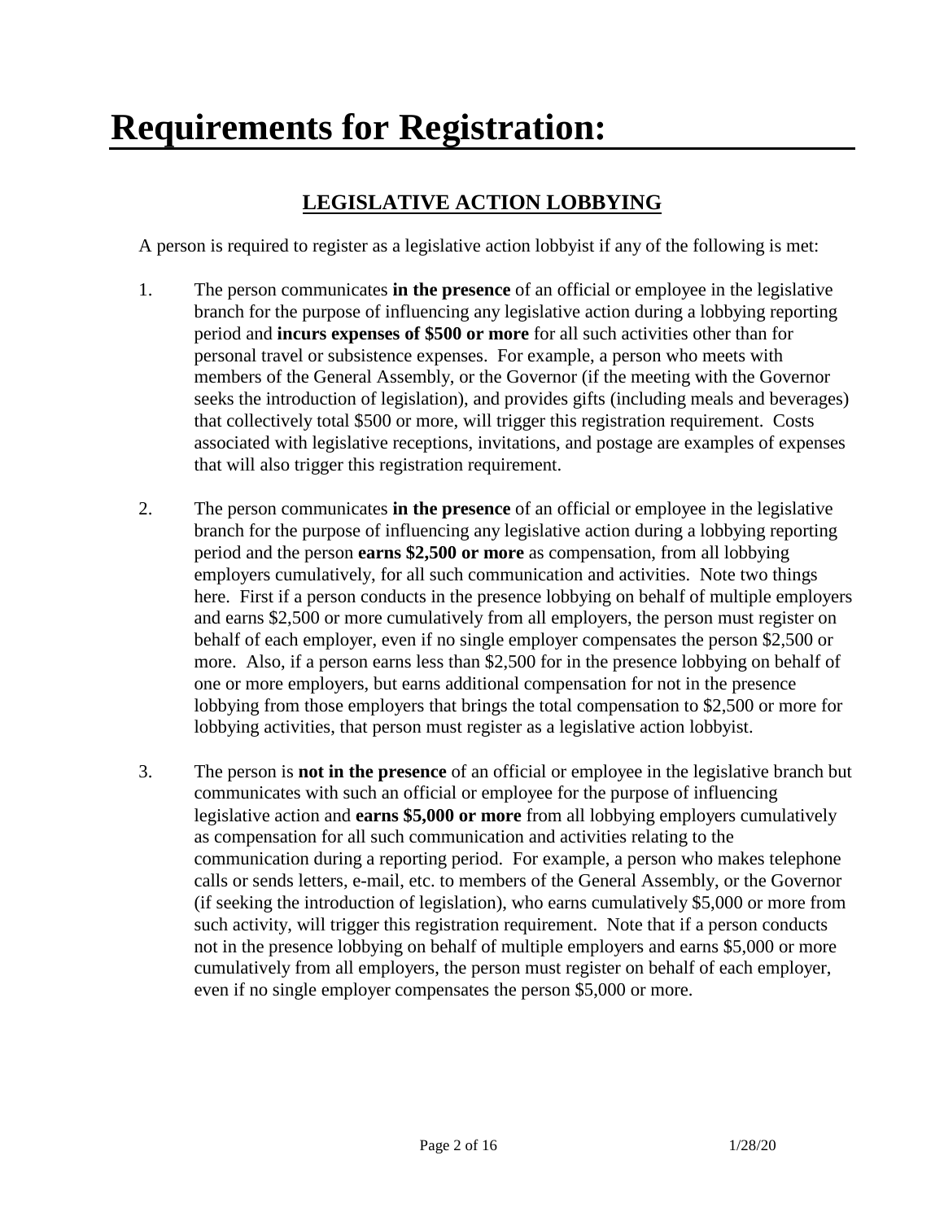# Requirements for Registration:

## LEGISLATIVE ACTION LOBBYING

A person is required to register as a legislative action lobbyist if any of the following is met:

1. The person communicates **in the presence** of an official or employee in the legislative branch for the purpose of influencing any legislative action during a lobbying reporting period and **incurs expenses of $500 or more** for all such activities other than for personal travel or subsistence expenses. For example, a person who meets with members of the General Assembly, or the Governor (if the meeting with the Governor seeks the introduction of legislation), and provides gifts (including meals and beverages) that collectively total $500 or more, will trigger this registration requirement. Costs associated with legislative receptions, invitations, and postage are examples of expenses that will also trigger this registration requirement.

2. The person communicates **in the presence** of an official or employee in the legislative branch for the purpose of influencing any legislative action during a lobbying reporting period and the person **earns $2,500 or more** as compensation, from all lobbying employers cumulatively, for all such communication and activities. Note two things here. First if a person conducts in the presence lobbying on behalf of multiple employers and earns $2,500 or more cumulatively from all employers, the person must register on behalf of each employer, even if no single employer compensates the person $2,500 or more. Also, if a person earns less than $2,500 for in the presence lobbying on behalf of one or more employers, but earns additional compensation for not in the presence lobbying from those employers that brings the total compensation to $2,500 or more for lobbying activities, that person must register as a legislative action lobbyist.

3. The person is **not in the presence** of an official or employee in the legislative branch but communicates with such an official or employee for the purpose of influencing legislative action and **earns $5,000 or more** from all lobbying employers cumulatively as compensation for all such communication and activities relating to the communication during a reporting period. For example, a person who makes telephone calls or sends letters, e-mail, etc. to members of the General Assembly, or the Governor (if seeking the introduction of legislation), who earns cumulatively $5,000 or more from such activity, will trigger this registration requirement. Note that if a person conducts not in the presence lobbying on behalf of multiple employers and earns $5,000 or more cumulatively from all employers, the person must register on behalf of each employer, even if no single employer compensates the person $5,000 or more.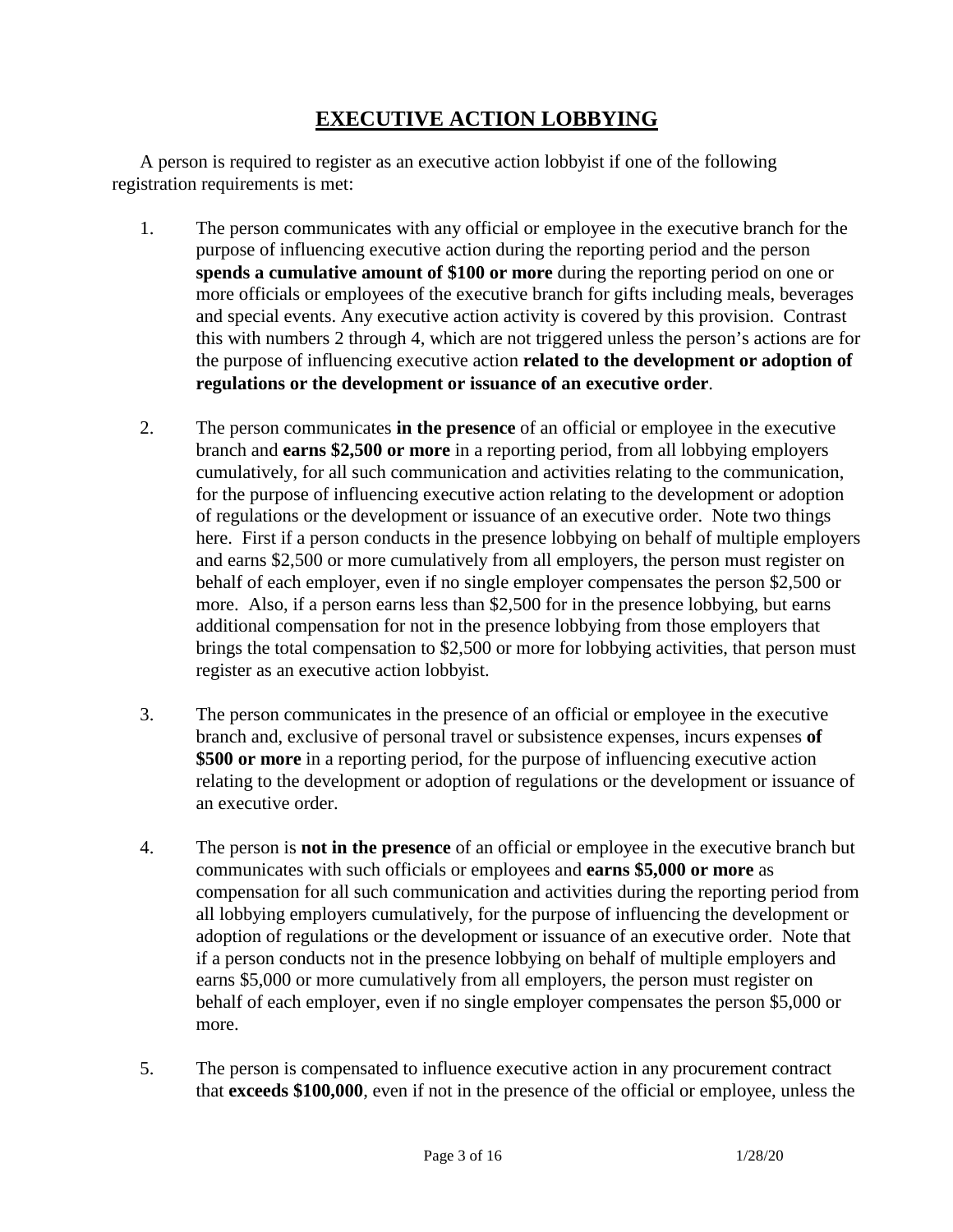# **EXECUTIVE ACTION LOBBYING**

A person is required to register as an executive action lobbyist if one of the following registration requirements is met:

1. The person communicates with any official or employee in the executive branch for the purpose of influencing executive action during the reporting period and the person **spends a cumulative amount of $100 or more** during the reporting period on one or more officials or employees of the executive branch for gifts including meals, beverages and special events. Any executive action activity is covered by this provision. Contrast this with numbers 2 through 4, which are not triggered unless the person's actions are for the purpose of influencing executive action **related to the development or adoption of regulations or the development or issuance of an executive order**.

2. The person communicates **in the presence** of an official or employee in the executive branch and **earns $2,500 or more** in a reporting period, from all lobbying employers cumulatively, for all such communication and activities relating to the communication, for the purpose of influencing executive action relating to the development or adoption of regulations or the development or issuance of an executive order. Note two things here. First if a person conducts in the presence lobbying on behalf of multiple employers and earns $2,500 or more cumulatively from all employers, the person must register on behalf of each employer, even if no single employer compensates the person $2,500 or more. Also, if a person earns less than $2,500 for in the presence lobbying, but earns additional compensation for not in the presence lobbying from those employers that brings the total compensation to $2,500 or more for lobbying activities, that person must register as an executive action lobbyist.

3. The person communicates in the presence of an official or employee in the executive branch and, exclusive of personal travel or subsistence expenses, incurs expenses **of $500 or more** in a reporting period, for the purpose of influencing executive action relating to the development or adoption of regulations or the development or issuance of an executive order.

4. The person is **not in the presence** of an official or employee in the executive branch but communicates with such officials or employees and **earns $5,000 or more** as compensation for all such communication and activities during the reporting period from all lobbying employers cumulatively, for the purpose of influencing the development or adoption of regulations or the development or issuance of an executive order. Note that if a person conducts not in the presence lobbying on behalf of multiple employers and earns $5,000 or more cumulatively from all employers, the person must register on behalf of each employer, even if no single employer compensates the person $5,000 or more.

5. The person is compensated to influence executive action in any procurement contract that **exceeds $100,000**, even if not in the presence of the official or employee, unless the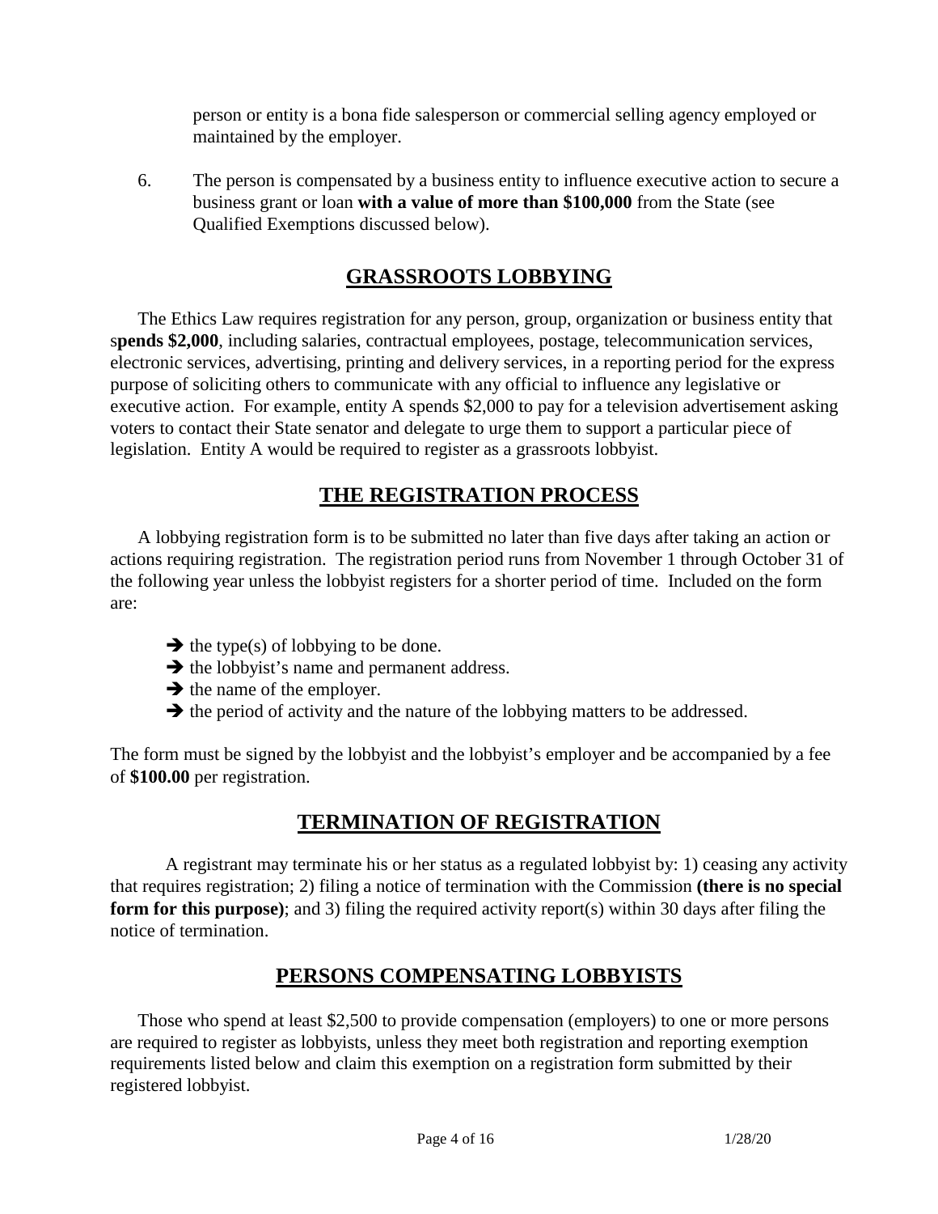person or entity is a bona fide salesperson or commercial selling agency employed or maintained by the employer.

6. The person is compensated by a business entity to influence executive action to secure a business grant or loan **with a value of more than $100,000** from the State (see Qualified Exemptions discussed below).

## GRASSROOTS LOBBYING

The Ethics Law requires registration for any person, group, organization or business entity that s**pends $2,000**, including salaries, contractual employees, postage, telecommunication services, electronic services, advertising, printing and delivery services, in a reporting period for the express purpose of soliciting others to communicate with any official to influence any legislative or executive action. For example, entity A spends $2,000 to pay for a television advertisement asking voters to contact their State senator and delegate to urge them to support a particular piece of legislation. Entity A would be required to register as a grassroots lobbyist.

## THE REGISTRATION PROCESS

A lobbying registration form is to be submitted no later than five days after taking an action or actions requiring registration. The registration period runs from November 1 through October 31 of the following year unless the lobbyist registers for a shorter period of time. Included on the form are:

- ➔ the type(s) of lobbying to be done.
- ➔ the lobbyist's name and permanent address.
- ➔ the name of the employer.
- ➔ the period of activity and the nature of the lobbying matters to be addressed.

The form must be signed by the lobbyist and the lobbyist's employer and be accompanied by a fee of **$100.00** per registration.

## TERMINATION OF REGISTRATION

A registrant may terminate his or her status as a regulated lobbyist by: 1) ceasing any activity that requires registration; 2) filing a notice of termination with the Commission **(there is no special form for this purpose)**; and 3) filing the required activity report(s) within 30 days after filing the notice of termination.

## PERSONS COMPENSATING LOBBYISTS

Those who spend at least $2,500 to provide compensation (employers) to one or more persons are required to register as lobbyists, unless they meet both registration and reporting exemption requirements listed below and claim this exemption on a registration form submitted by their registered lobbyist.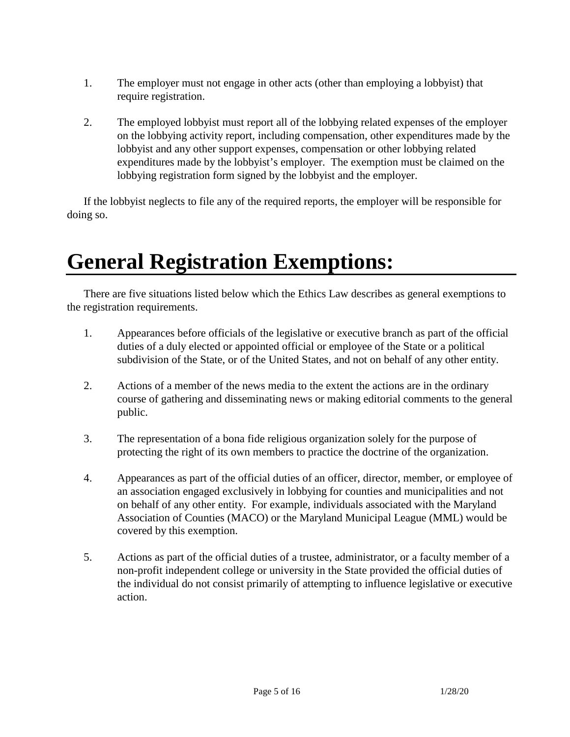1. The employer must not engage in other acts (other than employing a lobbyist) that require registration.

2. The employed lobbyist must report all of the lobbying related expenses of the employer on the lobbying activity report, including compensation, other expenditures made by the lobbyist and any other support expenses, compensation or other lobbying related expenditures made by the lobbyist's employer. The exemption must be claimed on the lobbying registration form signed by the lobbyist and the employer.

If the lobbyist neglects to file any of the required reports, the employer will be responsible for doing so.

# General Registration Exemptions:

There are five situations listed below which the Ethics Law describes as general exemptions to the registration requirements.

1. Appearances before officials of the legislative or executive branch as part of the official duties of a duly elected or appointed official or employee of the State or a political subdivision of the State, or of the United States, and not on behalf of any other entity.

2. Actions of a member of the news media to the extent the actions are in the ordinary course of gathering and disseminating news or making editorial comments to the general public.

3. The representation of a bona fide religious organization solely for the purpose of protecting the right of its own members to practice the doctrine of the organization.

4. Appearances as part of the official duties of an officer, director, member, or employee of an association engaged exclusively in lobbying for counties and municipalities and not on behalf of any other entity. For example, individuals associated with the Maryland Association of Counties (MACO) or the Maryland Municipal League (MML) would be covered by this exemption.

5. Actions as part of the official duties of a trustee, administrator, or a faculty member of a non-profit independent college or university in the State provided the official duties of the individual do not consist primarily of attempting to influence legislative or executive action.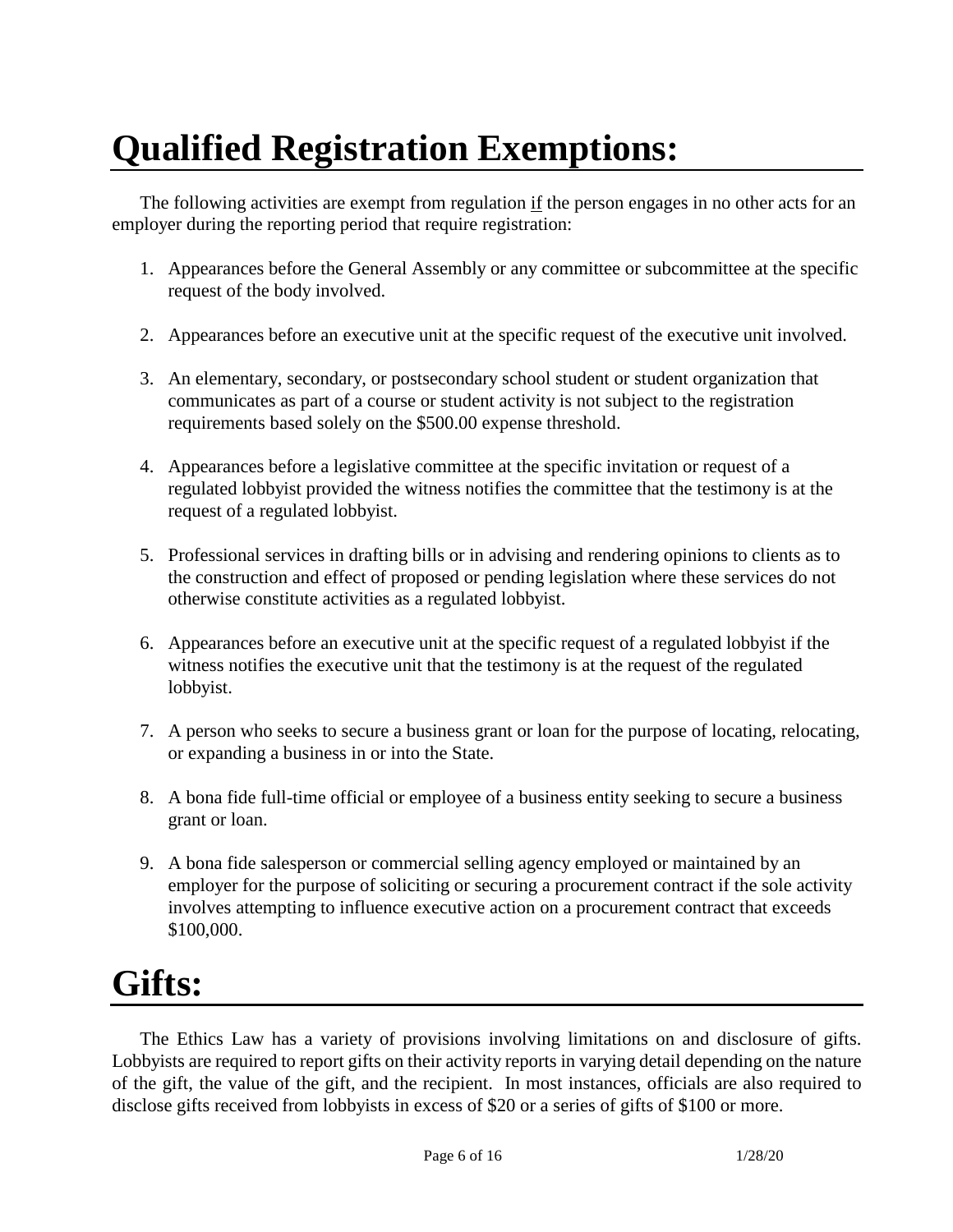# Qualified Registration Exemptions:

The following activities are exempt from regulation <u>if</u> the person engages in no other acts for an employer during the reporting period that require registration:

1. Appearances before the General Assembly or any committee or subcommittee at the specific request of the body involved.

2. Appearances before an executive unit at the specific request of the executive unit involved.

3. An elementary, secondary, or postsecondary school student or student organization that communicates as part of a course or student activity is not subject to the registration requirements based solely on the $500.00 expense threshold.

4. Appearances before a legislative committee at the specific invitation or request of a regulated lobbyist provided the witness notifies the committee that the testimony is at the request of a regulated lobbyist.

5. Professional services in drafting bills or in advising and rendering opinions to clients as to the construction and effect of proposed or pending legislation where these services do not otherwise constitute activities as a regulated lobbyist.

6. Appearances before an executive unit at the specific request of a regulated lobbyist if the witness notifies the executive unit that the testimony is at the request of the regulated lobbyist.

7. A person who seeks to secure a business grant or loan for the purpose of locating, relocating, or expanding a business in or into the State.

8. A bona fide full-time official or employee of a business entity seeking to secure a business grant or loan.

9. A bona fide salesperson or commercial selling agency employed or maintained by an employer for the purpose of soliciting or securing a procurement contract if the sole activity involves attempting to influence executive action on a procurement contract that exceeds $100,000.

# Gifts:

The Ethics Law has a variety of provisions involving limitations on and disclosure of gifts. Lobbyists are required to report gifts on their activity reports in varying detail depending on the nature of the gift, the value of the gift, and the recipient. In most instances, officials are also required to disclose gifts received from lobbyists in excess of $20 or a series of gifts of $100 or more.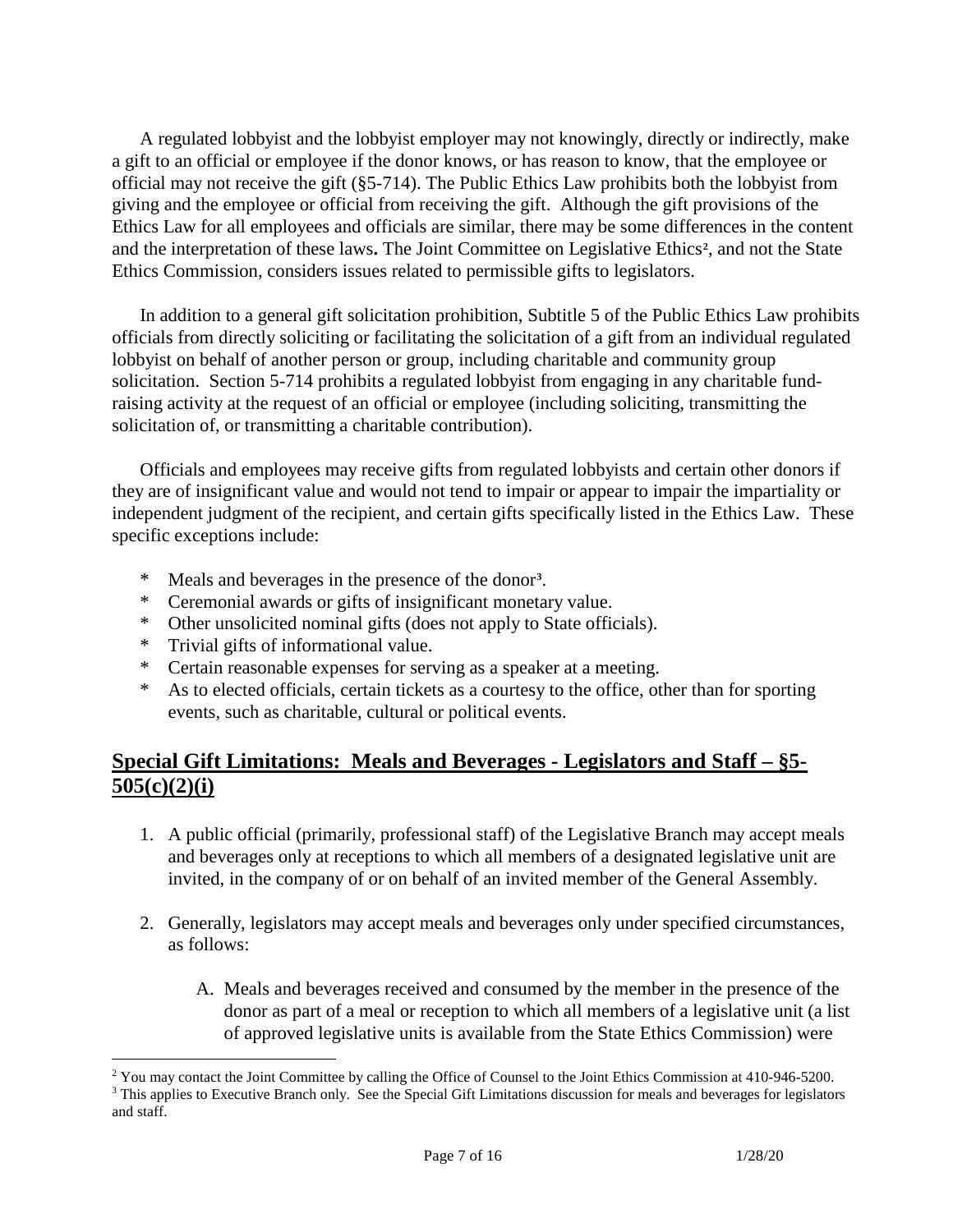A regulated lobbyist and the lobbyist employer may not knowingly, directly or indirectly, make a gift to an official or employee if the donor knows, or has reason to know, that the employee or official may not receive the gift (§5-714). The Public Ethics Law prohibits both the lobbyist from giving and the employee or official from receiving the gift. Although the gift provisions of the Ethics Law for all employees and officials are similar, there may be some differences in the content and the interpretation of these laws**.** The Joint Committee on Legislative Ethics[2], and not the State Ethics Commission, considers issues related to permissible gifts to legislators.

In addition to a general gift solicitation prohibition, Subtitle 5 of the Public Ethics Law prohibits officials from directly soliciting or facilitating the solicitation of a gift from an individual regulated lobbyist on behalf of another person or group, including charitable and community group solicitation. Section 5-714 prohibits a regulated lobbyist from engaging in any charitable fund-raising activity at the request of an official or employee (including soliciting, transmitting the solicitation of, or transmitting a charitable contribution).

Officials and employees may receive gifts from regulated lobbyists and certain other donors if they are of insignificant value and would not tend to impair or appear to impair the impartiality or independent judgment of the recipient, and certain gifts specifically listed in the Ethics Law. These specific exceptions include:

* Meals and beverages in the presence of the donor[3].
* Ceremonial awards or gifts of insignificant monetary value.
* Other unsolicited nominal gifts (does not apply to State officials).
* Trivial gifts of informational value.
* Certain reasonable expenses for serving as a speaker at a meeting.
* As to elected officials, certain tickets as a courtesy to the office, other than for sporting events, such as charitable, cultural or political events.

## **Special Gift Limitations: Meals and Beverages - Legislators and Staff – §5-505(c)(2)(i)**

1. A public official (primarily, professional staff) of the Legislative Branch may accept meals and beverages only at receptions to which all members of a designated legislative unit are invited, in the company of or on behalf of an invited member of the General Assembly.

2. Generally, legislators may accept meals and beverages only under specified circumstances, as follows:

   A. Meals and beverages received and consumed by the member in the presence of the donor as part of a meal or reception to which all members of a legislative unit (a list of approved legislative units is available from the State Ethics Commission) were

[2] You may contact the Joint Committee by calling the Office of Counsel to the Joint Ethics Commission at 410-946-5200.
[3] This applies to Executive Branch only. See the Special Gift Limitations discussion for meals and beverages for legislators and staff.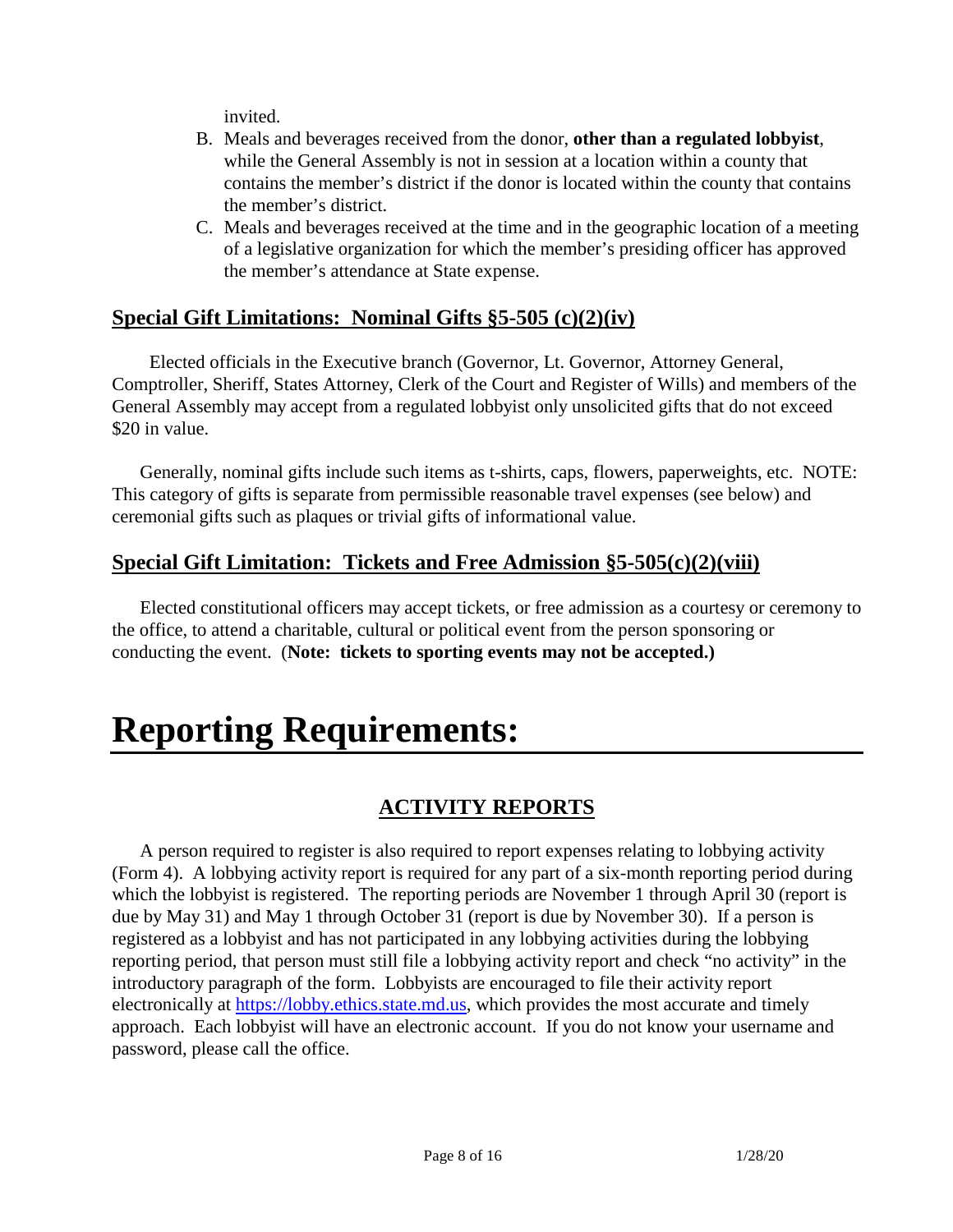invited.

B. Meals and beverages received from the donor, **other than a regulated lobbyist**, while the General Assembly is not in session at a location within a county that contains the member's district if the donor is located within the county that contains the member's district.
C. Meals and beverages received at the time and in the geographic location of a meeting of a legislative organization for which the member's presiding officer has approved the member's attendance at State expense.

## Special Gift Limitations: Nominal Gifts §5-505 (c)(2)(iv)

Elected officials in the Executive branch (Governor, Lt. Governor, Attorney General, Comptroller, Sheriff, States Attorney, Clerk of the Court and Register of Wills) and members of the General Assembly may accept from a regulated lobbyist only unsolicited gifts that do not exceed $20 in value.

Generally, nominal gifts include such items as t-shirts, caps, flowers, paperweights, etc. NOTE: This category of gifts is separate from permissible reasonable travel expenses (see below) and ceremonial gifts such as plaques or trivial gifts of informational value.

## Special Gift Limitation: Tickets and Free Admission §5-505(c)(2)(viii)

Elected constitutional officers may accept tickets, or free admission as a courtesy or ceremony to the office, to attend a charitable, cultural or political event from the person sponsoring or conducting the event. (**Note: tickets to sporting events may not be accepted.)**

# Reporting Requirements:

## ACTIVITY REPORTS

A person required to register is also required to report expenses relating to lobbying activity (Form 4). A lobbying activity report is required for any part of a six-month reporting period during which the lobbyist is registered. The reporting periods are November 1 through April 30 (report is due by May 31) and May 1 through October 31 (report is due by November 30). If a person is registered as a lobbyist and has not participated in any lobbying activities during the lobbying reporting period, that person must still file a lobbying activity report and check "no activity" in the introductory paragraph of the form. Lobbyists are encouraged to file their activity report electronically at https://lobby.ethics.state.md.us, which provides the most accurate and timely approach. Each lobbyist will have an electronic account. If you do not know your username and password, please call the office.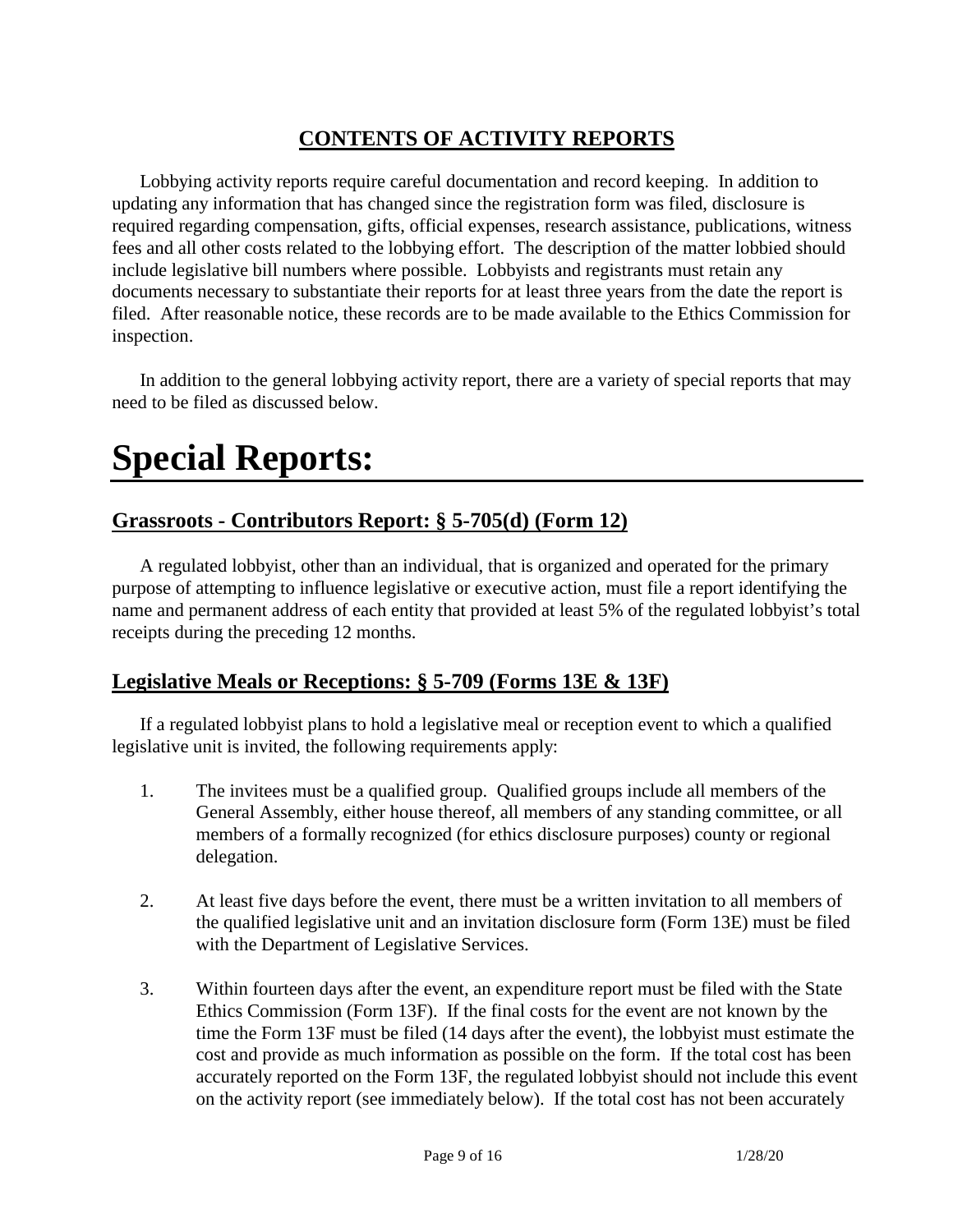## CONTENTS OF ACTIVITY REPORTS

Lobbying activity reports require careful documentation and record keeping. In addition to updating any information that has changed since the registration form was filed, disclosure is required regarding compensation, gifts, official expenses, research assistance, publications, witness fees and all other costs related to the lobbying effort. The description of the matter lobbied should include legislative bill numbers where possible. Lobbyists and registrants must retain any documents necessary to substantiate their reports for at least three years from the date the report is filed. After reasonable notice, these records are to be made available to the Ethics Commission for inspection.

In addition to the general lobbying activity report, there are a variety of special reports that may need to be filed as discussed below.

# Special Reports:

### Grassroots - Contributors Report: § 5-705(d) (Form 12)

A regulated lobbyist, other than an individual, that is organized and operated for the primary purpose of attempting to influence legislative or executive action, must file a report identifying the name and permanent address of each entity that provided at least 5% of the regulated lobbyist's total receipts during the preceding 12 months.

### Legislative Meals or Receptions: § 5-709 (Forms 13E & 13F)

If a regulated lobbyist plans to hold a legislative meal or reception event to which a qualified legislative unit is invited, the following requirements apply:

1. The invitees must be a qualified group. Qualified groups include all members of the General Assembly, either house thereof, all members of any standing committee, or all members of a formally recognized (for ethics disclosure purposes) county or regional delegation.

2. At least five days before the event, there must be a written invitation to all members of the qualified legislative unit and an invitation disclosure form (Form 13E) must be filed with the Department of Legislative Services.

3. Within fourteen days after the event, an expenditure report must be filed with the State Ethics Commission (Form 13F). If the final costs for the event are not known by the time the Form 13F must be filed (14 days after the event), the lobbyist must estimate the cost and provide as much information as possible on the form. If the total cost has been accurately reported on the Form 13F, the regulated lobbyist should not include this event on the activity report (see immediately below). If the total cost has not been accurately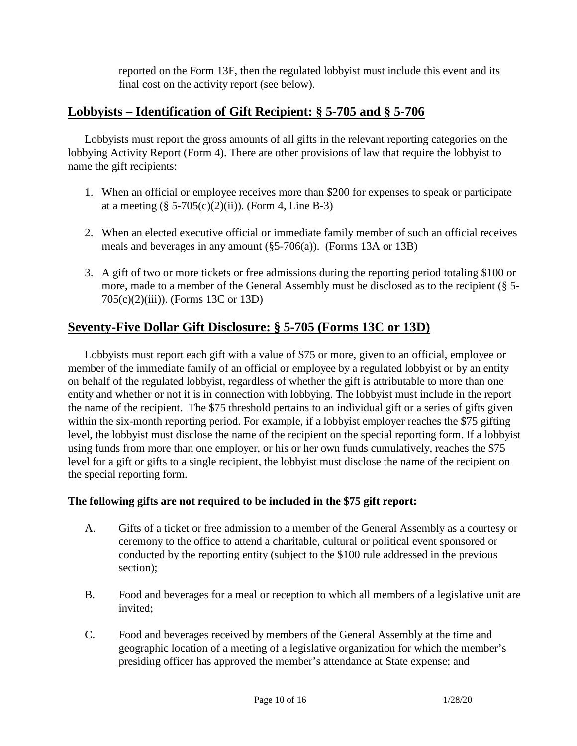reported on the Form 13F, then the regulated lobbyist must include this event and its final cost on the activity report (see below).

## Lobbyists – Identification of Gift Recipient: § 5-705 and § 5-706

Lobbyists must report the gross amounts of all gifts in the relevant reporting categories on the lobbying Activity Report (Form 4). There are other provisions of law that require the lobbyist to name the gift recipients:

1. When an official or employee receives more than $200 for expenses to speak or participate at a meeting (§ 5-705(c)(2)(ii)). (Form 4, Line B-3)

2. When an elected executive official or immediate family member of such an official receives meals and beverages in any amount (§5-706(a)). (Forms 13A or 13B)

3. A gift of two or more tickets or free admissions during the reporting period totaling $100 or more, made to a member of the General Assembly must be disclosed as to the recipient (§ 5-705(c)(2)(iii)). (Forms 13C or 13D)

## Seventy-Five Dollar Gift Disclosure: § 5-705 (Forms 13C or 13D)

Lobbyists must report each gift with a value of $75 or more, given to an official, employee or member of the immediate family of an official or employee by a regulated lobbyist or by an entity on behalf of the regulated lobbyist, regardless of whether the gift is attributable to more than one entity and whether or not it is in connection with lobbying. The lobbyist must include in the report the name of the recipient. The $75 threshold pertains to an individual gift or a series of gifts given within the six-month reporting period. For example, if a lobbyist employer reaches the $75 gifting level, the lobbyist must disclose the name of the recipient on the special reporting form. If a lobbyist using funds from more than one employer, or his or her own funds cumulatively, reaches the $75 level for a gift or gifts to a single recipient, the lobbyist must disclose the name of the recipient on the special reporting form.

**The following gifts are not required to be included in the $75 gift report:**

A. Gifts of a ticket or free admission to a member of the General Assembly as a courtesy or ceremony to the office to attend a charitable, cultural or political event sponsored or conducted by the reporting entity (subject to the $100 rule addressed in the previous section);

B. Food and beverages for a meal or reception to which all members of a legislative unit are invited;

C. Food and beverages received by members of the General Assembly at the time and geographic location of a meeting of a legislative organization for which the member's presiding officer has approved the member's attendance at State expense; and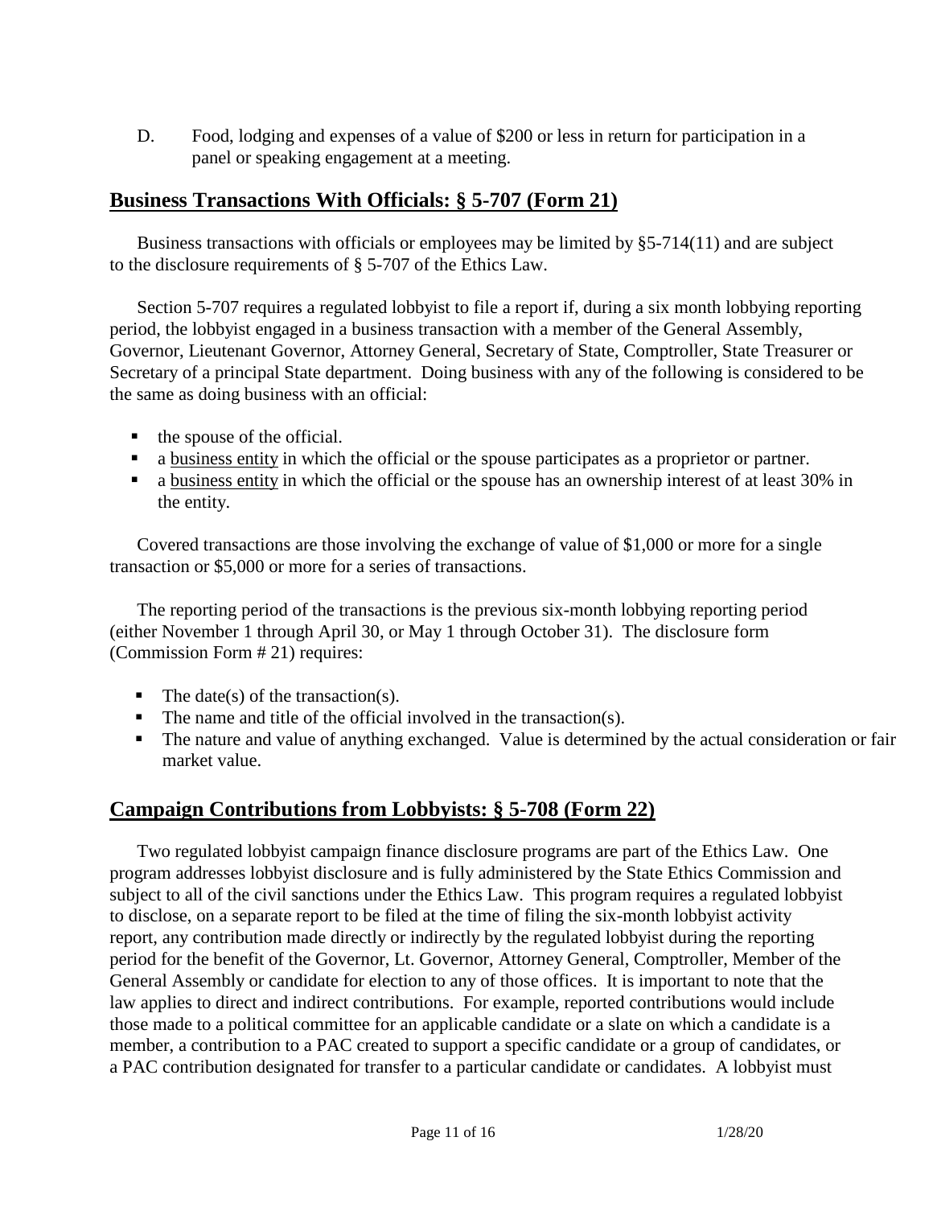D. Food, lodging and expenses of a value of $200 or less in return for participation in a panel or speaking engagement at a meeting.

## Business Transactions With Officials: § 5-707 (Form 21)

Business transactions with officials or employees may be limited by §5-714(11) and are subject to the disclosure requirements of § 5-707 of the Ethics Law.

Section 5-707 requires a regulated lobbyist to file a report if, during a six month lobbying reporting period, the lobbyist engaged in a business transaction with a member of the General Assembly, Governor, Lieutenant Governor, Attorney General, Secretary of State, Comptroller, State Treasurer or Secretary of a principal State department. Doing business with any of the following is considered to be the same as doing business with an official:

- the spouse of the official.
- a business entity in which the official or the spouse participates as a proprietor or partner.
- a business entity in which the official or the spouse has an ownership interest of at least 30% in the entity.

Covered transactions are those involving the exchange of value of $1,000 or more for a single transaction or $5,000 or more for a series of transactions.

The reporting period of the transactions is the previous six-month lobbying reporting period (either November 1 through April 30, or May 1 through October 31). The disclosure form (Commission Form # 21) requires:

- The date(s) of the transaction(s).
- The name and title of the official involved in the transaction(s).
- The nature and value of anything exchanged. Value is determined by the actual consideration or fair market value.

## Campaign Contributions from Lobbyists: § 5-708 (Form 22)

Two regulated lobbyist campaign finance disclosure programs are part of the Ethics Law. One program addresses lobbyist disclosure and is fully administered by the State Ethics Commission and subject to all of the civil sanctions under the Ethics Law. This program requires a regulated lobbyist to disclose, on a separate report to be filed at the time of filing the six-month lobbyist activity report, any contribution made directly or indirectly by the regulated lobbyist during the reporting period for the benefit of the Governor, Lt. Governor, Attorney General, Comptroller, Member of the General Assembly or candidate for election to any of those offices. It is important to note that the law applies to direct and indirect contributions. For example, reported contributions would include those made to a political committee for an applicable candidate or a slate on which a candidate is a member, a contribution to a PAC created to support a specific candidate or a group of candidates, or a PAC contribution designated for transfer to a particular candidate or candidates. A lobbyist must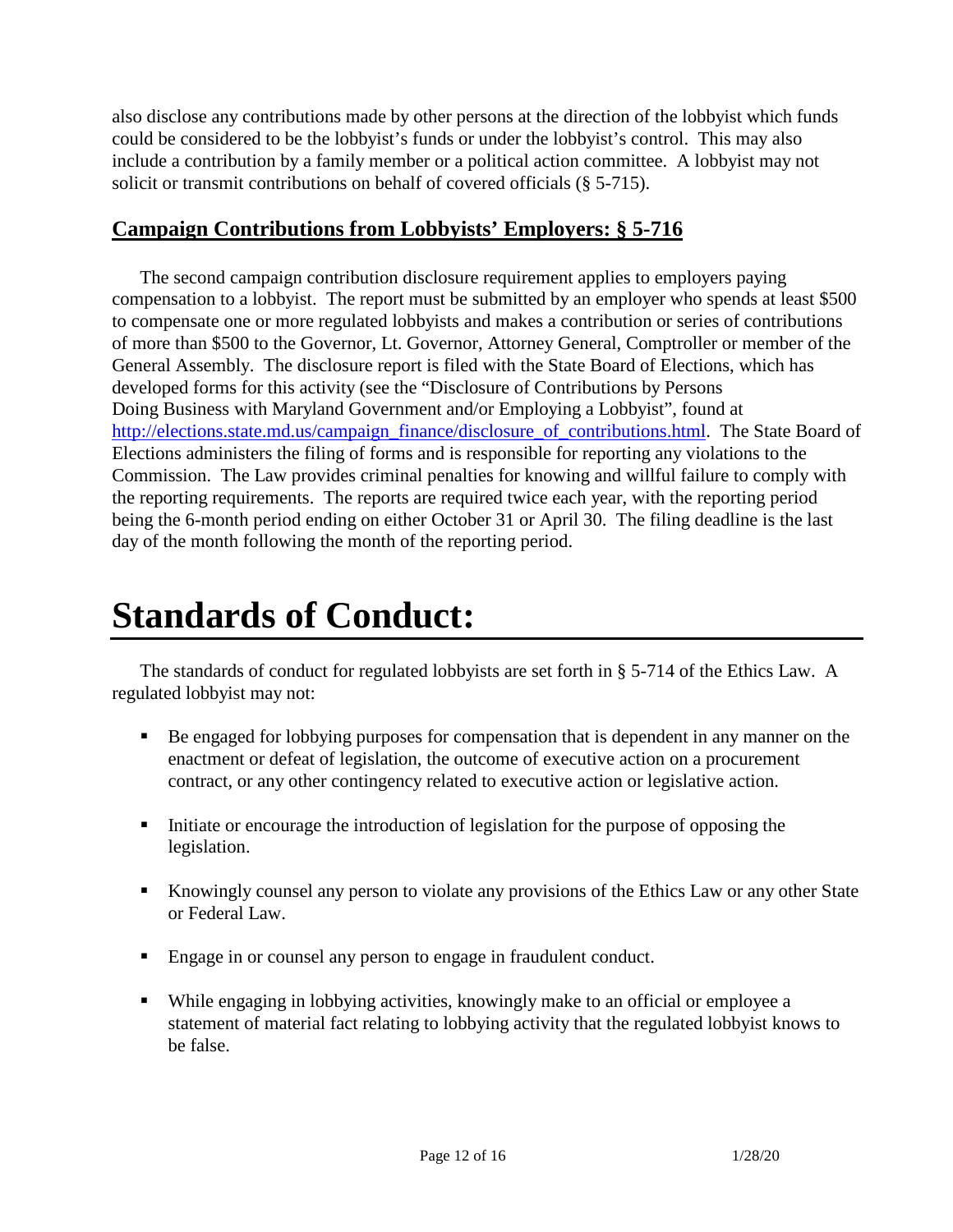also disclose any contributions made by other persons at the direction of the lobbyist which funds could be considered to be the lobbyist's funds or under the lobbyist's control. This may also include a contribution by a family member or a political action committee. A lobbyist may not solicit or transmit contributions on behalf of covered officials (§ 5-715).

## Campaign Contributions from Lobbyists' Employers: § 5-716

The second campaign contribution disclosure requirement applies to employers paying compensation to a lobbyist. The report must be submitted by an employer who spends at least $500 to compensate one or more regulated lobbyists and makes a contribution or series of contributions of more than $500 to the Governor, Lt. Governor, Attorney General, Comptroller or member of the General Assembly. The disclosure report is filed with the State Board of Elections, which has developed forms for this activity (see the "Disclosure of Contributions by Persons Doing Business with Maryland Government and/or Employing a Lobbyist", found at [http://elections.state.md.us/campaign_finance/disclosure_of_contributions.html](http://elections.state.md.us/campaign_finance/disclosure_of_contributions.html). The State Board of Elections administers the filing of forms and is responsible for reporting any violations to the Commission. The Law provides criminal penalties for knowing and willful failure to comply with the reporting requirements. The reports are required twice each year, with the reporting period being the 6-month period ending on either October 31 or April 30. The filing deadline is the last day of the month following the month of the reporting period.

# Standards of Conduct:

The standards of conduct for regulated lobbyists are set forth in § 5-714 of the Ethics Law. A regulated lobbyist may not:

- Be engaged for lobbying purposes for compensation that is dependent in any manner on the enactment or defeat of legislation, the outcome of executive action on a procurement contract, or any other contingency related to executive action or legislative action.
- Initiate or encourage the introduction of legislation for the purpose of opposing the legislation.
- Knowingly counsel any person to violate any provisions of the Ethics Law or any other State or Federal Law.
- Engage in or counsel any person to engage in fraudulent conduct.
- While engaging in lobbying activities, knowingly make to an official or employee a statement of material fact relating to lobbying activity that the regulated lobbyist knows to be false.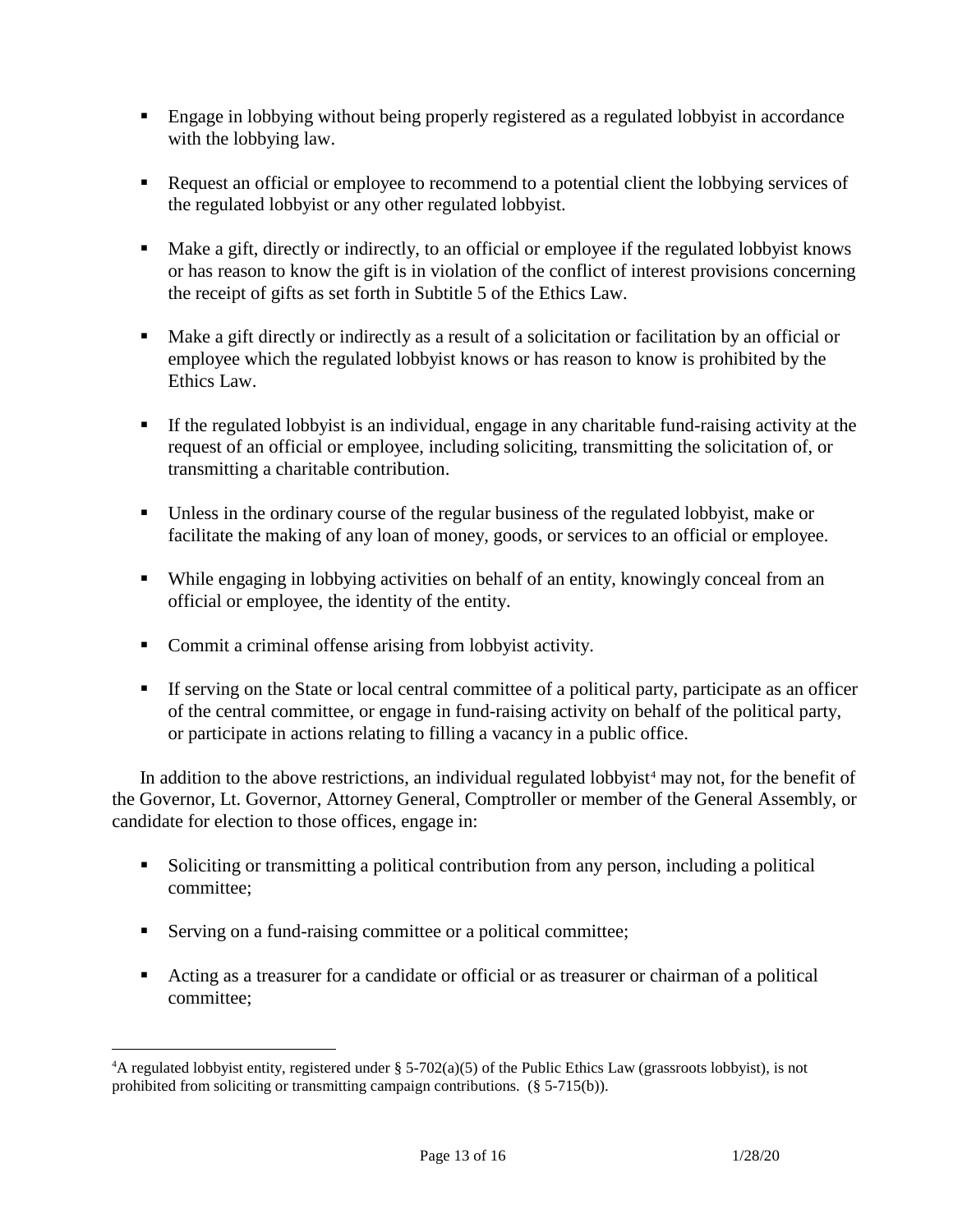- Engage in lobbying without being properly registered as a regulated lobbyist in accordance with the lobbying law.
- Request an official or employee to recommend to a potential client the lobbying services of the regulated lobbyist or any other regulated lobbyist.
- Make a gift, directly or indirectly, to an official or employee if the regulated lobbyist knows or has reason to know the gift is in violation of the conflict of interest provisions concerning the receipt of gifts as set forth in Subtitle 5 of the Ethics Law.
- Make a gift directly or indirectly as a result of a solicitation or facilitation by an official or employee which the regulated lobbyist knows or has reason to know is prohibited by the Ethics Law.
- If the regulated lobbyist is an individual, engage in any charitable fund-raising activity at the request of an official or employee, including soliciting, transmitting the solicitation of, or transmitting a charitable contribution.
- Unless in the ordinary course of the regular business of the regulated lobbyist, make or facilitate the making of any loan of money, goods, or services to an official or employee.
- While engaging in lobbying activities on behalf of an entity, knowingly conceal from an official or employee, the identity of the entity.
- Commit a criminal offense arising from lobbyist activity.
- If serving on the State or local central committee of a political party, participate as an officer of the central committee, or engage in fund-raising activity on behalf of the political party, or participate in actions relating to filling a vacancy in a public office.

In addition to the above restrictions, an individual regulated lobbyist[4] may not, for the benefit of the Governor, Lt. Governor, Attorney General, Comptroller or member of the General Assembly, or candidate for election to those offices, engage in:

- Soliciting or transmitting a political contribution from any person, including a political committee;
- Serving on a fund-raising committee or a political committee;
- Acting as a treasurer for a candidate or official or as treasurer or chairman of a political committee;

[4] A regulated lobbyist entity, registered under § 5-702(a)(5) of the Public Ethics Law (grassroots lobbyist), is not prohibited from soliciting or transmitting campaign contributions. (§ 5-715(b)).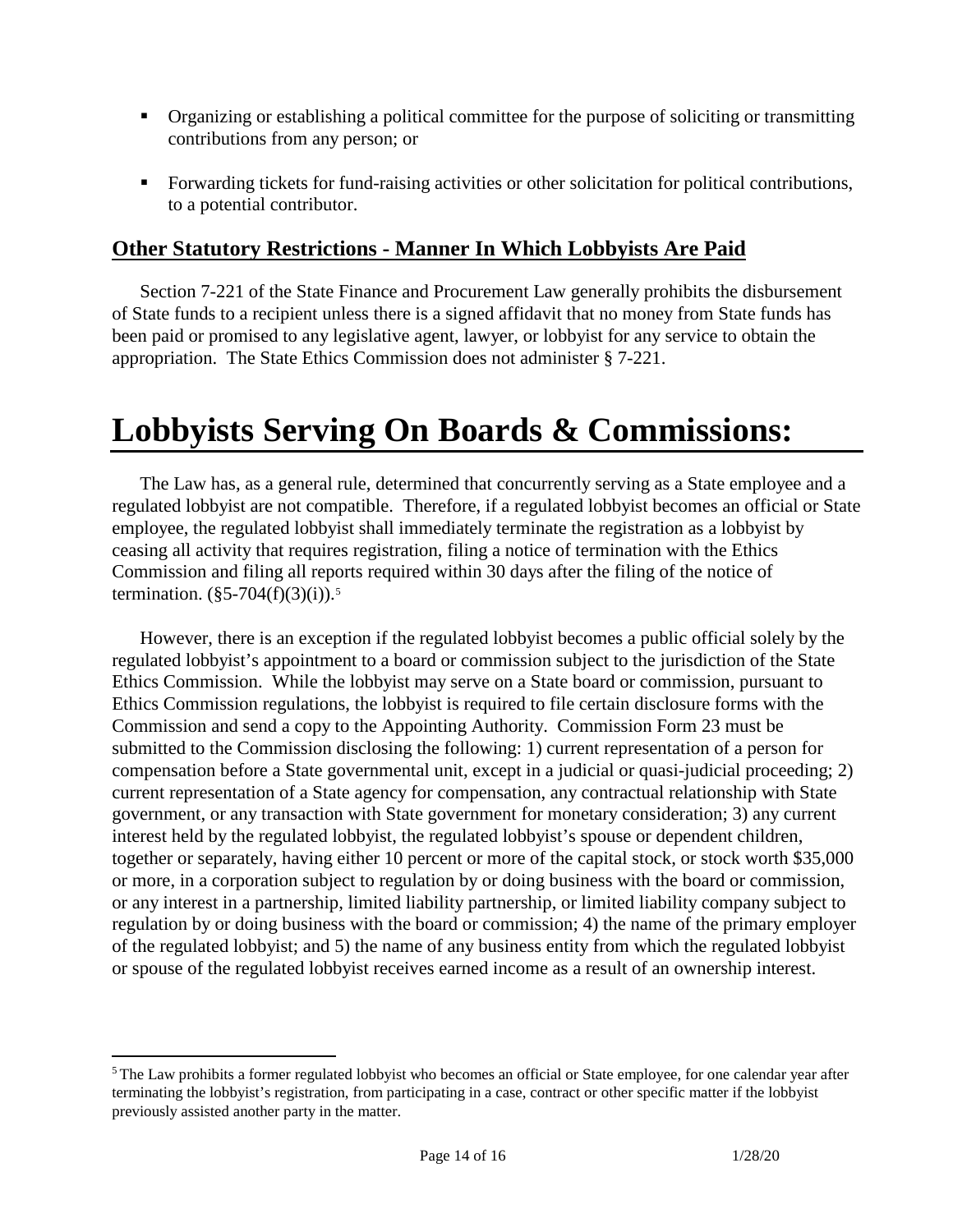- Organizing or establishing a political committee for the purpose of soliciting or transmitting contributions from any person; or

- Forwarding tickets for fund-raising activities or other solicitation for political contributions, to a potential contributor.

## Other Statutory Restrictions - Manner In Which Lobbyists Are Paid

Section 7-221 of the State Finance and Procurement Law generally prohibits the disbursement of State funds to a recipient unless there is a signed affidavit that no money from State funds has been paid or promised to any legislative agent, lawyer, or lobbyist for any service to obtain the appropriation. The State Ethics Commission does not administer § 7-221.

# Lobbyists Serving On Boards & Commissions:

The Law has, as a general rule, determined that concurrently serving as a State employee and a regulated lobbyist are not compatible. Therefore, if a regulated lobbyist becomes an official or State employee, the regulated lobbyist shall immediately terminate the registration as a lobbyist by ceasing all activity that requires registration, filing a notice of termination with the Ethics Commission and filing all reports required within 30 days after the filing of the notice of termination. (§5-704(f)(3)(i)).[5]

However, there is an exception if the regulated lobbyist becomes a public official solely by the regulated lobbyist's appointment to a board or commission subject to the jurisdiction of the State Ethics Commission. While the lobbyist may serve on a State board or commission, pursuant to Ethics Commission regulations, the lobbyist is required to file certain disclosure forms with the Commission and send a copy to the Appointing Authority. Commission Form 23 must be submitted to the Commission disclosing the following: 1) current representation of a person for compensation before a State governmental unit, except in a judicial or quasi-judicial proceeding; 2) current representation of a State agency for compensation, any contractual relationship with State government, or any transaction with State government for monetary consideration; 3) any current interest held by the regulated lobbyist, the regulated lobbyist's spouse or dependent children, together or separately, having either 10 percent or more of the capital stock, or stock worth $35,000 or more, in a corporation subject to regulation by or doing business with the board or commission, or any interest in a partnership, limited liability partnership, or limited liability company subject to regulation by or doing business with the board or commission; 4) the name of the primary employer of the regulated lobbyist; and 5) the name of any business entity from which the regulated lobbyist or spouse of the regulated lobbyist receives earned income as a result of an ownership interest.

---

[5] The Law prohibits a former regulated lobbyist who becomes an official or State employee, for one calendar year after terminating the lobbyist's registration, from participating in a case, contract or other specific matter if the lobbyist previously assisted another party in the matter.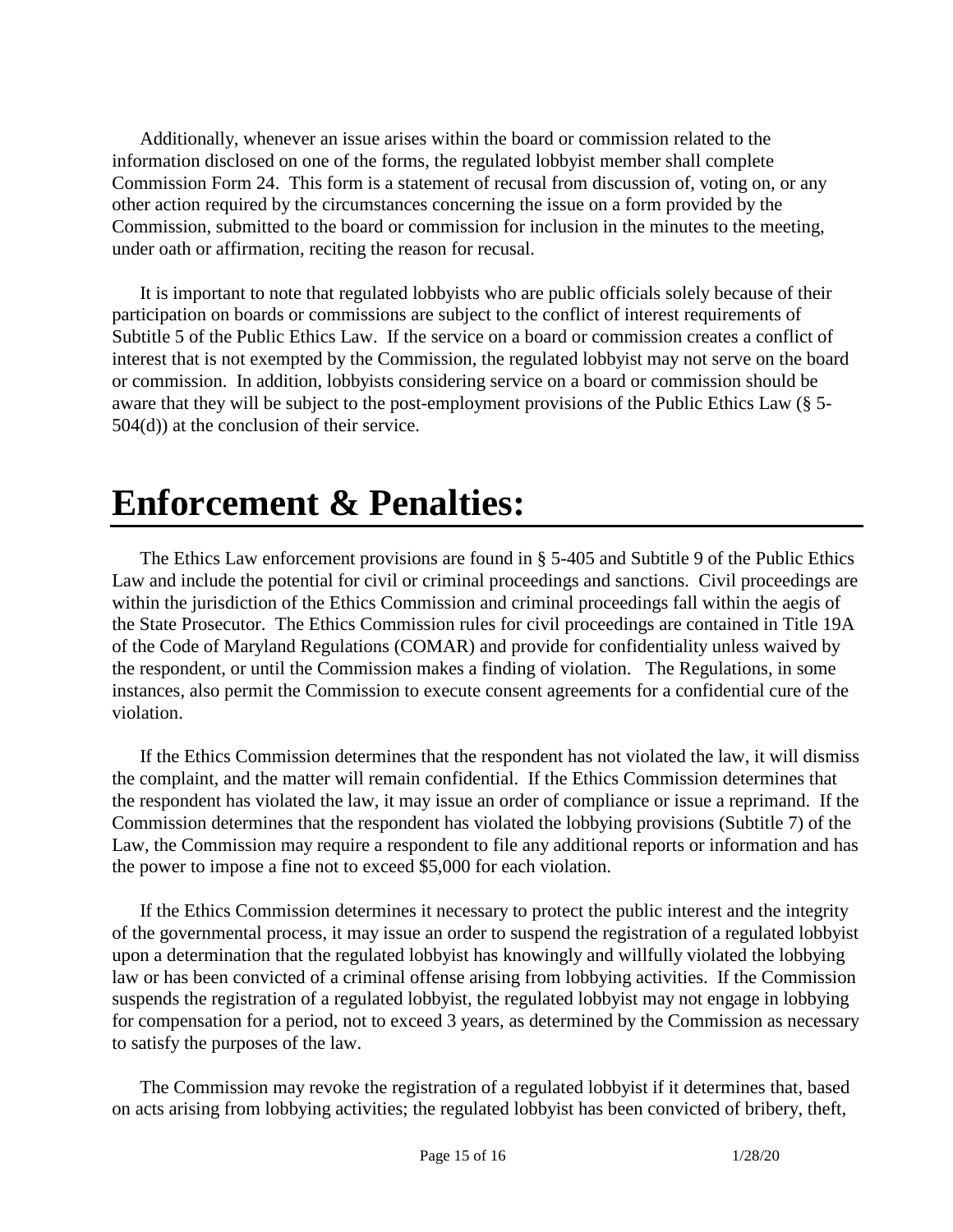Additionally, whenever an issue arises within the board or commission related to the information disclosed on one of the forms, the regulated lobbyist member shall complete Commission Form 24. This form is a statement of recusal from discussion of, voting on, or any other action required by the circumstances concerning the issue on a form provided by the Commission, submitted to the board or commission for inclusion in the minutes to the meeting, under oath or affirmation, reciting the reason for recusal.

It is important to note that regulated lobbyists who are public officials solely because of their participation on boards or commissions are subject to the conflict of interest requirements of Subtitle 5 of the Public Ethics Law. If the service on a board or commission creates a conflict of interest that is not exempted by the Commission, the regulated lobbyist may not serve on the board or commission. In addition, lobbyists considering service on a board or commission should be aware that they will be subject to the post-employment provisions of the Public Ethics Law (§ 5-504(d)) at the conclusion of their service.

# Enforcement & Penalties:

The Ethics Law enforcement provisions are found in § 5-405 and Subtitle 9 of the Public Ethics Law and include the potential for civil or criminal proceedings and sanctions. Civil proceedings are within the jurisdiction of the Ethics Commission and criminal proceedings fall within the aegis of the State Prosecutor. The Ethics Commission rules for civil proceedings are contained in Title 19A of the Code of Maryland Regulations (COMAR) and provide for confidentiality unless waived by the respondent, or until the Commission makes a finding of violation. The Regulations, in some instances, also permit the Commission to execute consent agreements for a confidential cure of the violation.

If the Ethics Commission determines that the respondent has not violated the law, it will dismiss the complaint, and the matter will remain confidential. If the Ethics Commission determines that the respondent has violated the law, it may issue an order of compliance or issue a reprimand. If the Commission determines that the respondent has violated the lobbying provisions (Subtitle 7) of the Law, the Commission may require a respondent to file any additional reports or information and has the power to impose a fine not to exceed $5,000 for each violation.

If the Ethics Commission determines it necessary to protect the public interest and the integrity of the governmental process, it may issue an order to suspend the registration of a regulated lobbyist upon a determination that the regulated lobbyist has knowingly and willfully violated the lobbying law or has been convicted of a criminal offense arising from lobbying activities. If the Commission suspends the registration of a regulated lobbyist, the regulated lobbyist may not engage in lobbying for compensation for a period, not to exceed 3 years, as determined by the Commission as necessary to satisfy the purposes of the law.

The Commission may revoke the registration of a regulated lobbyist if it determines that, based on acts arising from lobbying activities; the regulated lobbyist has been convicted of bribery, theft,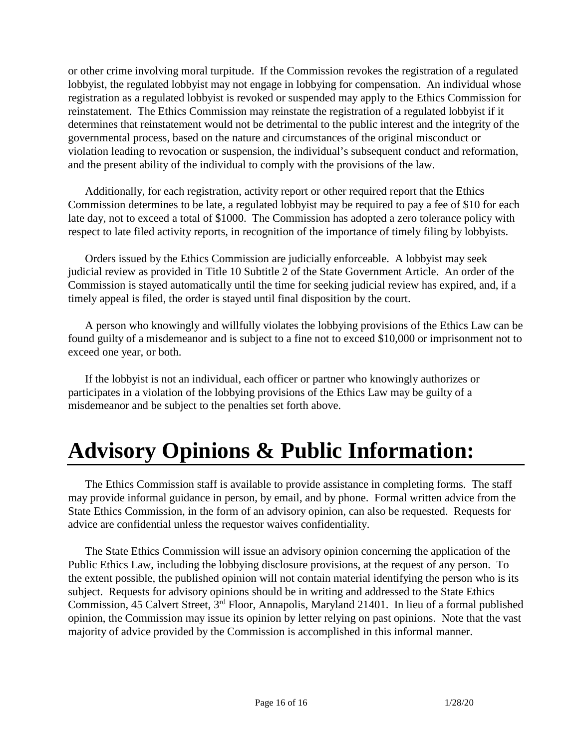or other crime involving moral turpitude. If the Commission revokes the registration of a regulated lobbyist, the regulated lobbyist may not engage in lobbying for compensation. An individual whose registration as a regulated lobbyist is revoked or suspended may apply to the Ethics Commission for reinstatement. The Ethics Commission may reinstate the registration of a regulated lobbyist if it determines that reinstatement would not be detrimental to the public interest and the integrity of the governmental process, based on the nature and circumstances of the original misconduct or violation leading to revocation or suspension, the individual's subsequent conduct and reformation, and the present ability of the individual to comply with the provisions of the law.

Additionally, for each registration, activity report or other required report that the Ethics Commission determines to be late, a regulated lobbyist may be required to pay a fee of $10 for each late day, not to exceed a total of $1000. The Commission has adopted a zero tolerance policy with respect to late filed activity reports, in recognition of the importance of timely filing by lobbyists.

Orders issued by the Ethics Commission are judicially enforceable. A lobbyist may seek judicial review as provided in Title 10 Subtitle 2 of the State Government Article. An order of the Commission is stayed automatically until the time for seeking judicial review has expired, and, if a timely appeal is filed, the order is stayed until final disposition by the court.

A person who knowingly and willfully violates the lobbying provisions of the Ethics Law can be found guilty of a misdemeanor and is subject to a fine not to exceed $10,000 or imprisonment not to exceed one year, or both.

If the lobbyist is not an individual, each officer or partner who knowingly authorizes or participates in a violation of the lobbying provisions of the Ethics Law may be guilty of a misdemeanor and be subject to the penalties set forth above.

# Advisory Opinions & Public Information:

The Ethics Commission staff is available to provide assistance in completing forms. The staff may provide informal guidance in person, by email, and by phone. Formal written advice from the State Ethics Commission, in the form of an advisory opinion, can also be requested. Requests for advice are confidential unless the requestor waives confidentiality.

The State Ethics Commission will issue an advisory opinion concerning the application of the Public Ethics Law, including the lobbying disclosure provisions, at the request of any person. To the extent possible, the published opinion will not contain material identifying the person who is its subject. Requests for advisory opinions should be in writing and addressed to the State Ethics Commission, 45 Calvert Street, 3rd Floor, Annapolis, Maryland 21401. In lieu of a formal published opinion, the Commission may issue its opinion by letter relying on past opinions. Note that the vast majority of advice provided by the Commission is accomplished in this informal manner.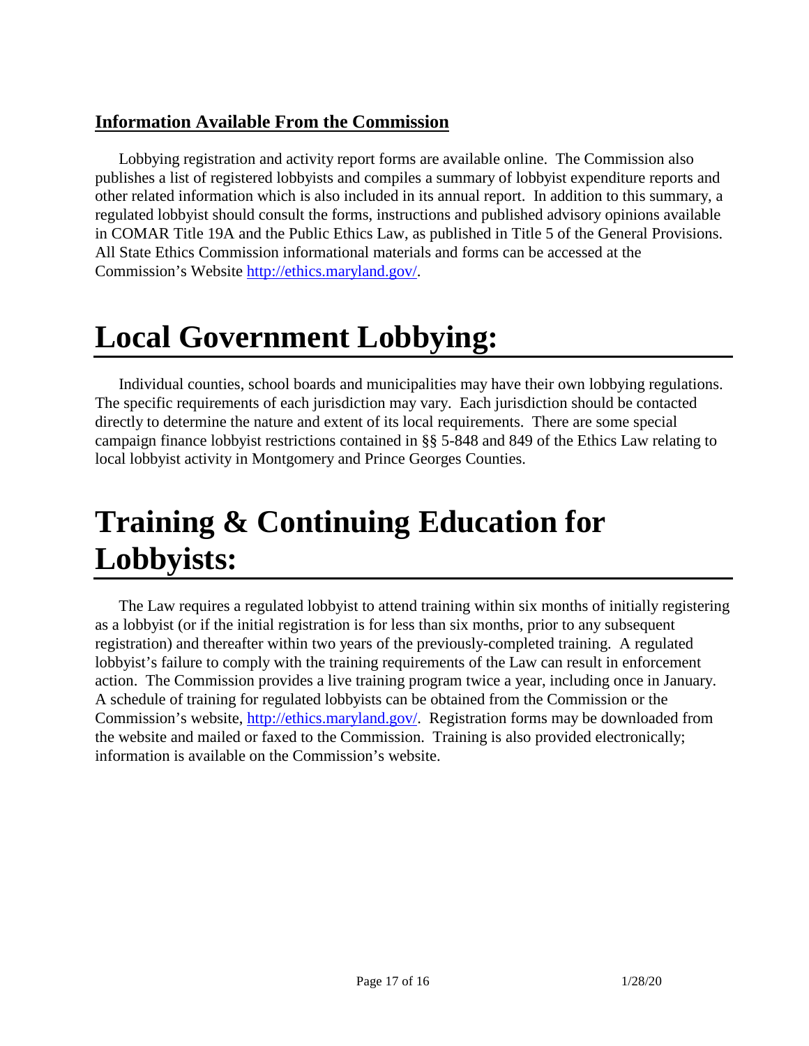### Information Available From the Commission

Lobbying registration and activity report forms are available online. The Commission also publishes a list of registered lobbyists and compiles a summary of lobbyist expenditure reports and other related information which is also included in its annual report. In addition to this summary, a regulated lobbyist should consult the forms, instructions and published advisory opinions available in COMAR Title 19A and the Public Ethics Law, as published in Title 5 of the General Provisions. All State Ethics Commission informational materials and forms can be accessed at the Commission's Website http://ethics.maryland.gov/.

# Local Government Lobbying:

Individual counties, school boards and municipalities may have their own lobbying regulations. The specific requirements of each jurisdiction may vary. Each jurisdiction should be contacted directly to determine the nature and extent of its local requirements. There are some special campaign finance lobbyist restrictions contained in §§ 5-848 and 849 of the Ethics Law relating to local lobbyist activity in Montgomery and Prince Georges Counties.

# Training & Continuing Education for Lobbyists:

The Law requires a regulated lobbyist to attend training within six months of initially registering as a lobbyist (or if the initial registration is for less than six months, prior to any subsequent registration) and thereafter within two years of the previously-completed training. A regulated lobbyist's failure to comply with the training requirements of the Law can result in enforcement action. The Commission provides a live training program twice a year, including once in January. A schedule of training for regulated lobbyists can be obtained from the Commission or the Commission's website, http://ethics.maryland.gov/. Registration forms may be downloaded from the website and mailed or faxed to the Commission. Training is also provided electronically; information is available on the Commission's website.